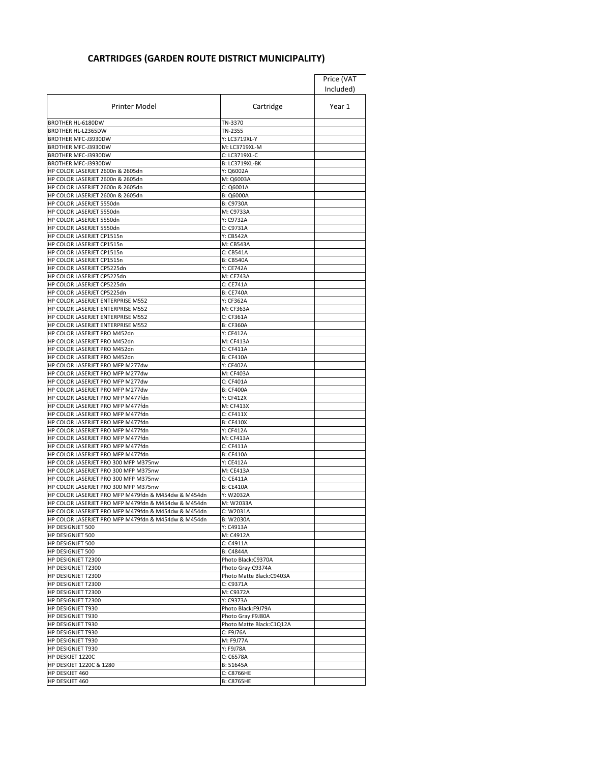# CARTRIDGES (GARDEN ROUTE DISTRICT MUNICIPALITY)

| Printer Model | Cartridge | Price (VAT Included) Year 1 |
|---|---|---|
| BROTHER HL-6180DW | TN-3370 | |
| BROTHER HL-L2365DW | TN-2355 | |
| BROTHER MFC-J3930DW | Y: LC3719XL-Y | |
| BROTHER MFC-J3930DW | M: LC3719XL-M | |
| BROTHER MFC-J3930DW | C: LC3719XL-C | |
| BROTHER MFC-J3930DW | B: LC3719XL-BK | |
| HP COLOR LASERJET 2600n & 2605dn | Y: Q6002A | |
| HP COLOR LASERJET 2600n & 2605dn | M: Q6003A | |
| HP COLOR LASERJET 2600n & 2605dn | C: Q6001A | |
| HP COLOR LASERJET 2600n & 2605dn | B: Q6000A | |
| HP COLOR LASERJET 5550dn | B: C9730A | |
| HP COLOR LASERJET 5550dn | M: C9733A | |
| HP COLOR LASERJET 5550dn | Y: C9732A | |
| HP COLOR LASERJET 5550dn | C: C9731A | |
| HP COLOR LASERJET CP1515n | Y: CB542A | |
| HP COLOR LASERJET CP1515n | M: CB543A | |
| HP COLOR LASERJET CP1515n | C: CB541A | |
| HP COLOR LASERJET CP1515n | B: CB540A | |
| HP COLOR LASERJET CP5225dn | Y: CE742A | |
| HP COLOR LASERJET CP5225dn | M: CE743A | |
| HP COLOR LASERJET CP5225dn | C: CE741A | |
| HP COLOR LASERJET CP5225dn | B: CE740A | |
| HP COLOR LASERJET ENTERPRISE M552 | Y: CF362A | |
| HP COLOR LASERJET ENTERPRISE M552 | M: CF363A | |
| HP COLOR LASERJET ENTERPRISE M552 | C: CF361A | |
| HP COLOR LASERJET ENTERPRISE M552 | B: CF360A | |
| HP COLOR LASERJET PRO M452dn | Y: CF412A | |
| HP COLOR LASERJET PRO M452dn | M: CF413A | |
| HP COLOR LASERJET PRO M452dn | C: CF411A | |
| HP COLOR LASERJET PRO M452dn | B: CF410A | |
| HP COLOR LASERJET PRO MFP M277dw | Y: CF402A | |
| HP COLOR LASERJET PRO MFP M277dw | M: CF403A | |
| HP COLOR LASERJET PRO MFP M277dw | C: CF401A | |
| HP COLOR LASERJET PRO MFP M277dw | B: CF400A | |
| HP COLOR LASERJET PRO MFP M477fdn | Y: CF412X | |
| HP COLOR LASERJET PRO MFP M477fdn | M: CF413X | |
| HP COLOR LASERJET PRO MFP M477fdn | C: CF411X | |
| HP COLOR LASERJET PRO MFP M477fdn | B: CF410X | |
| HP COLOR LASERJET PRO MFP M477fdn | Y: CF412A | |
| HP COLOR LASERJET PRO MFP M477fdn | M: CF413A | |
| HP COLOR LASERJET PRO MFP M477fdn | C: CF411A | |
| HP COLOR LASERJET PRO MFP M477fdn | B: CF410A | |
| HP COLOR LASERJET PRO 300 MFP M375nw | Y: CE412A | |
| HP COLOR LASERJET PRO 300 MFP M375nw | M: CE413A | |
| HP COLOR LASERJET PRO 300 MFP M375nw | C: CE411A | |
| HP COLOR LASERJET PRO 300 MFP M375nw | B: CE410A | |
| HP COLOR LASERJET PRO MFP M479fdn & M454dw & M454dn | Y: W2032A | |
| HP COLOR LASERJET PRO MFP M479fdn & M454dw & M454dn | M: W2033A | |
| HP COLOR LASERJET PRO MFP M479fdn & M454dw & M454dn | C: W2031A | |
| HP COLOR LASERJET PRO MFP M479fdn & M454dw & M454dn | B: W2030A | |
| HP DESIGNJET 500 | Y: C4913A | |
| HP DESIGNJET 500 | M: C4912A | |
| HP DESIGNJET 500 | C: C4911A | |
| HP DESIGNJET 500 | B: C4844A | |
| HP DESIGNJET T2300 | Photo Black:C9370A | |
| HP DESIGNJET T2300 | Photo Gray:C9374A | |
| HP DESIGNJET T2300 | Photo Matte Black:C9403A | |
| HP DESIGNJET T2300 | C: C9371A | |
| HP DESIGNJET T2300 | M: C9372A | |
| HP DESIGNJET T2300 | Y: C9373A | |
| HP DESIGNJET T930 | Photo Black:F9J79A | |
| HP DESIGNJET T930 | Photo Gray:F9J80A | |
| HP DESIGNJET T930 | Photo Matte Black:C1Q12A | |
| HP DESIGNJET T930 | C: F9J76A | |
| HP DESIGNJET T930 | M: F9J77A | |
| HP DESIGNJET T930 | Y: F9J78A | |
| HP DESKJET 1220C | C: C6578A | |
| HP DESKJET 1220C & 1280 | B: 51645A | |
| HP DESKJET 460 | C: C8766HE | |
| HP DESKJET 460 | B: C8765HE | |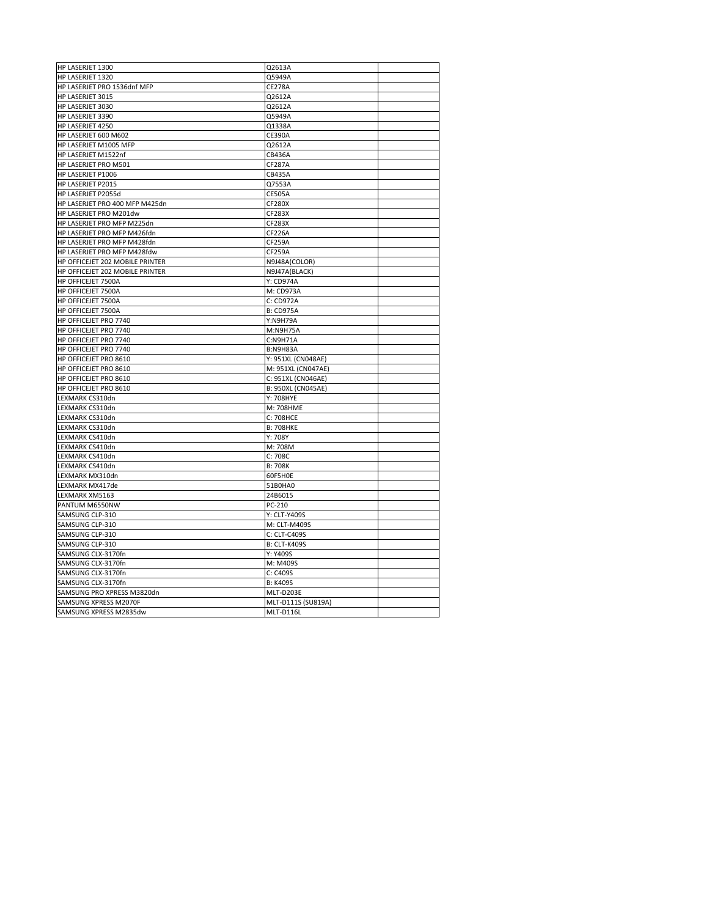| | | |
|---|---|---|
| HP LASERJET 1300 | Q2613A | |
| HP LASERJET 1320 | Q5949A | |
| HP LASERJET PRO 1536dnf MFP | CE278A | |
| HP LASERJET 3015 | Q2612A | |
| HP LASERJET 3030 | Q2612A | |
| HP LASERJET 3390 | Q5949A | |
| HP LASERJET 4250 | Q1338A | |
| HP LASERJET 600 M602 | CE390A | |
| HP LASERJET M1005 MFP | Q2612A | |
| HP LASERJET M1522nf | CB436A | |
| HP LASERJET PRO M501 | CF287A | |
| HP LASERJET P1006 | CB435A | |
| HP LASERJET P2015 | Q7553A | |
| HP LASERJET P2055d | CE505A | |
| HP LASERJET PRO 400 MFP M425dn | CF280X | |
| HP LASERJET PRO M201dw | CF283X | |
| HP LASERJET PRO MFP M225dn | CF283X | |
| HP LASERJET PRO MFP M426fdn | CF226A | |
| HP LASERJET PRO MFP M428fdn | CF259A | |
| HP LASERJET PRO MFP M428fdw | CF259A | |
| HP OFFICEJET 202 MOBILE PRINTER | N9J48A(COLOR) | |
| HP OFFICEJET 202 MOBILE PRINTER | N9J47A(BLACK) | |
| HP OFFICEJET 7500A | Y: CD974A | |
| HP OFFICEJET 7500A | M: CD973A | |
| HP OFFICEJET 7500A | C: CD972A | |
| HP OFFICEJET 7500A | B: CD975A | |
| HP OFFICEJET PRO 7740 | Y:N9H79A | |
| HP OFFICEJET PRO 7740 | M:N9H75A | |
| HP OFFICEJET PRO 7740 | C:N9H71A | |
| HP OFFICEJET PRO 7740 | B:N9H83A | |
| HP OFFICEJET PRO 8610 | Y: 951XL (CN048AE) | |
| HP OFFICEJET PRO 8610 | M: 951XL (CN047AE) | |
| HP OFFICEJET PRO 8610 | C: 951XL (CN046AE) | |
| HP OFFICEJET PRO 8610 | B: 950XL (CN045AE) | |
| LEXMARK CS310dn | Y: 708HYE | |
| LEXMARK CS310dn | M: 708HME | |
| LEXMARK CS310dn | C: 708HCE | |
| LEXMARK CS310dn | B: 708HKE | |
| LEXMARK CS410dn | Y: 708Y | |
| LEXMARK CS410dn | M: 708M | |
| LEXMARK CS410dn | C: 708C | |
| LEXMARK CS410dn | B: 708K | |
| LEXMARK MX310dn | 60F5H0E | |
| LEXMARK MX417de | 51B0HA0 | |
| LEXMARK XM5163 | 24B6015 | |
| PANTUM M6550NW | PC-210 | |
| SAMSUNG CLP-310 | Y: CLT-Y409S | |
| SAMSUNG CLP-310 | M: CLT-M409S | |
| SAMSUNG CLP-310 | C: CLT-C409S | |
| SAMSUNG CLP-310 | B: CLT-K409S | |
| SAMSUNG CLX-3170fn | Y: Y409S | |
| SAMSUNG CLX-3170fn | M: M409S | |
| SAMSUNG CLX-3170fn | C: C409S | |
| SAMSUNG CLX-3170fn | B: K409S | |
| SAMSUNG PRO XPRESS M3820dn | MLT-D203E | |
| SAMSUNG XPRESS M2070F | MLT-D111S (SU819A) | |
| SAMSUNG XPRESS M2835dw | MLT-D116L | |